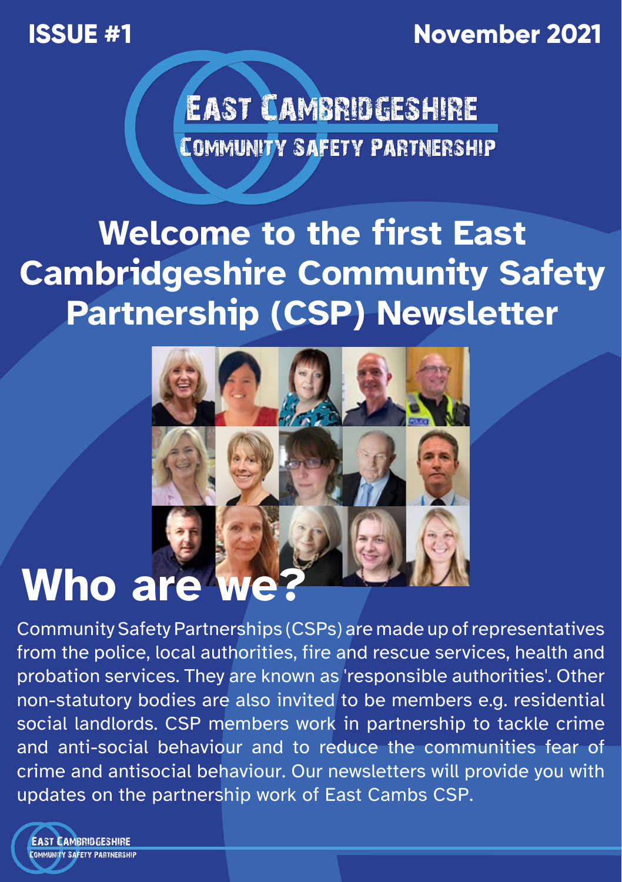ISSUE #1

November 2021

EAST CAMBRIDGESHIRE
COMMUNITY SAFETY PARTNERSHIP

# Welcome to the first East Cambridgeshire Community Safety Partnership (CSP) Newsletter

## Who are we?

Community Safety Partnerships (CSPs) are made up of representatives from the police, local authorities, fire and rescue services, health and probation services. They are known as 'responsible authorities'. Other non-statutory bodies are also invited to be members e.g. residential social landlords. CSP members work in partnership to tackle crime and anti-social behaviour and to reduce the communities fear of crime and antisocial behaviour. Our newsletters will provide you with updates on the partnership work of East Cambs CSP.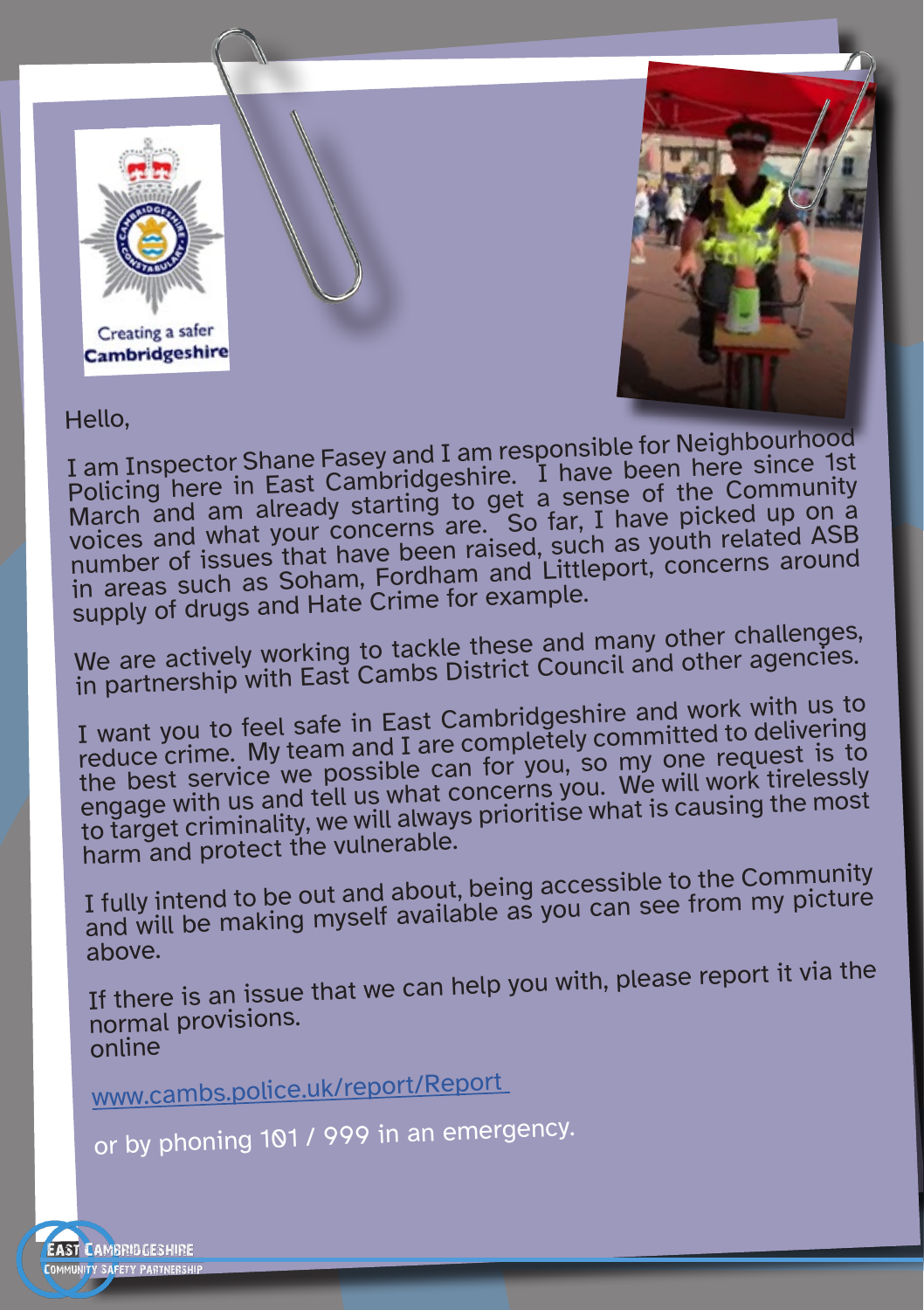Creating a safer Cambridgeshire

Hello,

I am Inspector Shane Fasey and I am responsible for Neighbourhood Policing here in East Cambridgeshire. I have been here since 1st March and am already starting to get a sense of the Community voices and what your concerns are. So far, I have picked up on a number of issues that have been raised, such as youth related ASB in areas such as Soham, Fordham and Littleport, concerns around supply of drugs and Hate Crime for example.

We are actively working to tackle these and many other challenges, in partnership with East Cambs District Council and other agencies.

I want you to feel safe in East Cambridgeshire and work with us to reduce crime. My team and I are completely committed to delivering the best service we possible can for you, so my one request is to engage with us and tell us what concerns you. We will work tirelessly to target criminality, we will always prioritise what is causing the most harm and protect the vulnerable.

I fully intend to be out and about, being accessible to the Community and will be making myself available as you can see from my picture above.

If there is an issue that we can help you with, please report it via the normal provisions.
online

www.cambs.police.uk/report/Report

or by phoning 101 / 999 in an emergency.

East Cambridgeshire Community Safety Partnership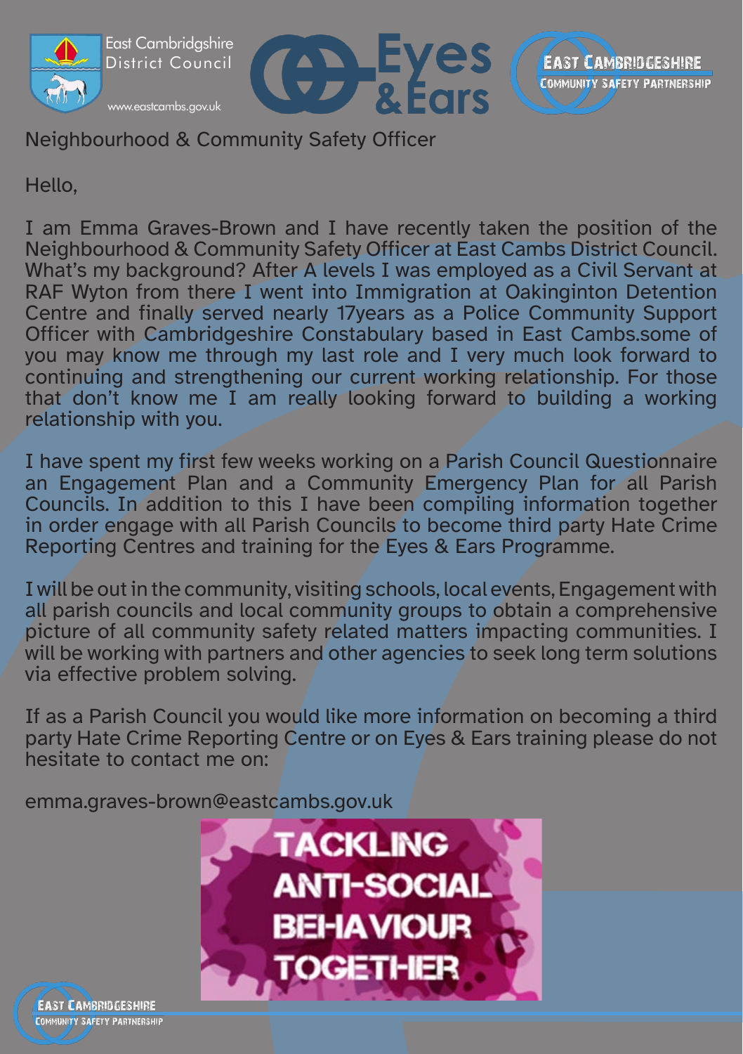East Cambridgeshire District Council

www.eastcambs.gov.uk

Eyes & Ears

East Cambridgeshire Community Safety Partnership

## Neighbourhood & Community Safety Officer

Hello,

I am Emma Graves-Brown and I have recently taken the position of the Neighbourhood & Community Safety Officer at East Cambs District Council. What's my background? After A levels I was employed as a Civil Servant at RAF Wyton from there I went into Immigration at Oakinginton Detention Centre and finally served nearly 17years as a Police Community Support Officer with Cambridgeshire Constabulary based in East Cambs.some of you may know me through my last role and I very much look forward to continuing and strengthening our current working relationship. For those that don't know me I am really looking forward to building a working relationship with you.

I have spent my first few weeks working on a Parish Council Questionnaire an Engagement Plan and a Community Emergency Plan for all Parish Councils. In addition to this I have been compiling information together in order engage with all Parish Councils to become third party Hate Crime Reporting Centres and training for the Eyes & Ears Programme.

I will be out in the community, visiting schools, local events, Engagement with all parish councils and local community groups to obtain a comprehensive picture of all community safety related matters impacting communities. I will be working with partners and other agencies to seek long term solutions via effective problem solving.

If as a Parish Council you would like more information on becoming a third party Hate Crime Reporting Centre or on Eyes & Ears training please do not hesitate to contact me on:

emma.graves-brown@eastcambs.gov.uk

TACKLING ANTI-SOCIAL BEHAVIOUR TOGETHER

East Cambridgeshire Community Safety Partnership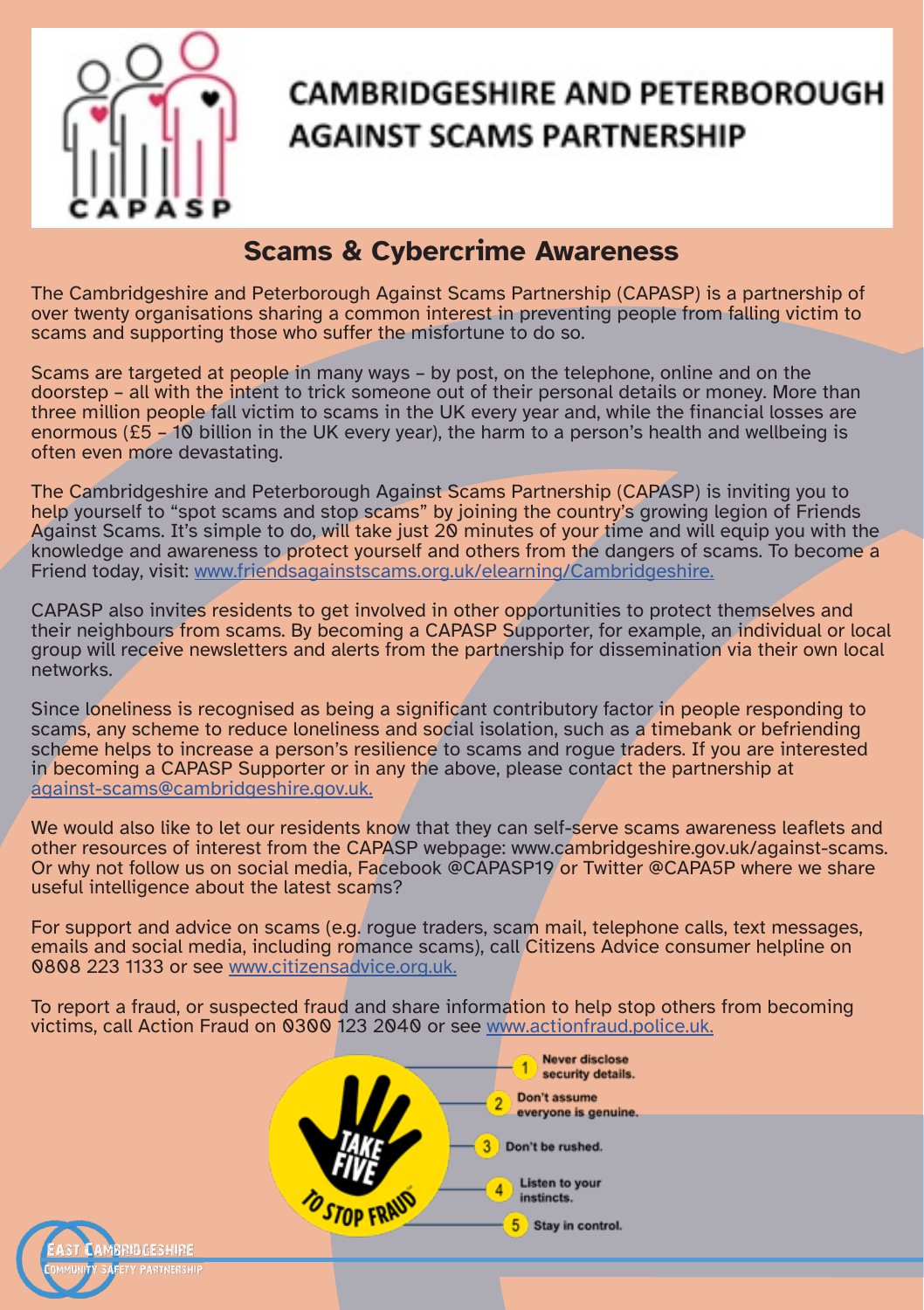# CAMBRIDGESHIRE AND PETERBOROUGH AGAINST SCAMS PARTNERSHIP

## Scams & Cybercrime Awareness

The Cambridgeshire and Peterborough Against Scams Partnership (CAPASP) is a partnership of over twenty organisations sharing a common interest in preventing people from falling victim to scams and supporting those who suffer the misfortune to do so.

Scams are targeted at people in many ways – by post, on the telephone, online and on the doorstep – all with the intent to trick someone out of their personal details or money. More than three million people fall victim to scams in the UK every year and, while the financial losses are enormous (£5 – 10 billion in the UK every year), the harm to a person's health and wellbeing is often even more devastating.

The Cambridgeshire and Peterborough Against Scams Partnership (CAPASP) is inviting you to help yourself to "spot scams and stop scams" by joining the country's growing legion of Friends Against Scams. It's simple to do, will take just 20 minutes of your time and will equip you with the knowledge and awareness to protect yourself and others from the dangers of scams. To become a Friend today, visit: www.friendsagainstscams.org.uk/elearning/Cambridgeshire.

CAPASP also invites residents to get involved in other opportunities to protect themselves and their neighbours from scams. By becoming a CAPASP Supporter, for example, an individual or local group will receive newsletters and alerts from the partnership for dissemination via their own local networks.

Since loneliness is recognised as being a significant contributory factor in people responding to scams, any scheme to reduce loneliness and social isolation, such as a timebank or befriending scheme helps to increase a person's resilience to scams and rogue traders. If you are interested in becoming a CAPASP Supporter or in any the above, please contact the partnership at against-scams@cambridgeshire.gov.uk.

We would also like to let our residents know that they can self-serve scams awareness leaflets and other resources of interest from the CAPASP webpage: www.cambridgeshire.gov.uk/against-scams. Or why not follow us on social media, Facebook @CAPASP19 or Twitter @CAPA5P where we share useful intelligence about the latest scams?

For support and advice on scams (e.g. rogue traders, scam mail, telephone calls, text messages, emails and social media, including romance scams), call Citizens Advice consumer helpline on 0808 223 1133 or see www.citizensadvice.org.uk.

To report a fraud, or suspected fraud and share information to help stop others from becoming victims, call Action Fraud on 0300 123 2040 or see www.actionfraud.police.uk.

**TAKE FIVE TO STOP FRAUD**

1. Never disclose security details.
2. Don't assume everyone is genuine.
3. Don't be rushed.
4. Listen to your instincts.
5. Stay in control.

East Cambridgeshire Community Safety Partnership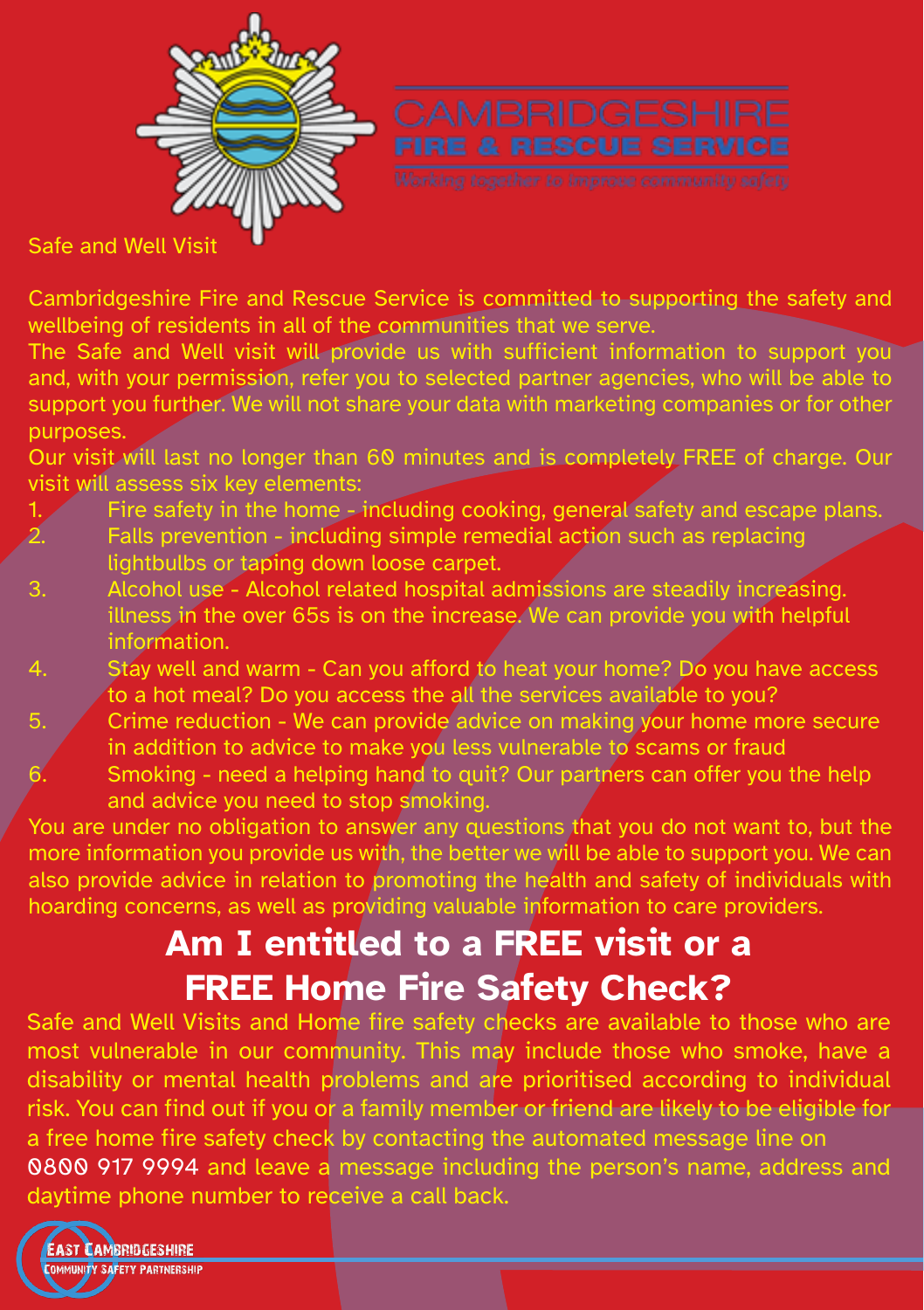CAMBRIDGESHIRE
FIRE & RESCUE SERVICE
Working together to improve community safety

Safe and Well Visit

Cambridgeshire Fire and Rescue Service is committed to supporting the safety and wellbeing of residents in all of the communities that we serve.

The Safe and Well visit will provide us with sufficient information to support you and, with your permission, refer you to selected partner agencies, who will be able to support you further. We will not share your data with marketing companies or for other purposes.

Our visit will last no longer than 60 minutes and is completely FREE of charge. Our visit will assess six key elements:

1. Fire safety in the home - including cooking, general safety and escape plans.
2. Falls prevention - including simple remedial action such as replacing lightbulbs or taping down loose carpet.
3. Alcohol use - Alcohol related hospital admissions are steadily increasing. illness in the over 65s is on the increase. We can provide you with helpful information.
4. Stay well and warm - Can you afford to heat your home? Do you have access to a hot meal? Do you access the all the services available to you?
5. Crime reduction - We can provide advice on making your home more secure in addition to advice to make you less vulnerable to scams or fraud
6. Smoking - need a helping hand to quit? Our partners can offer you the help and advice you need to stop smoking.

You are under no obligation to answer any questions that you do not want to, but the more information you provide us with, the better we will be able to support you. We can also provide advice in relation to promoting the health and safety of individuals with hoarding concerns, as well as providing valuable information to care providers.

## Am I entitled to a FREE visit or a FREE Home Fire Safety Check?

Safe and Well Visits and Home fire safety checks are available to those who are most vulnerable in our community. This may include those who smoke, have a disability or mental health problems and are prioritised according to individual risk. You can find out if you or a family member or friend are likely to be eligible for a free home fire safety check by contacting the automated message line on 0800 917 9994 and leave a message including the person's name, address and daytime phone number to receive a call back.

East Cambridgeshire
Community Safety Partnership